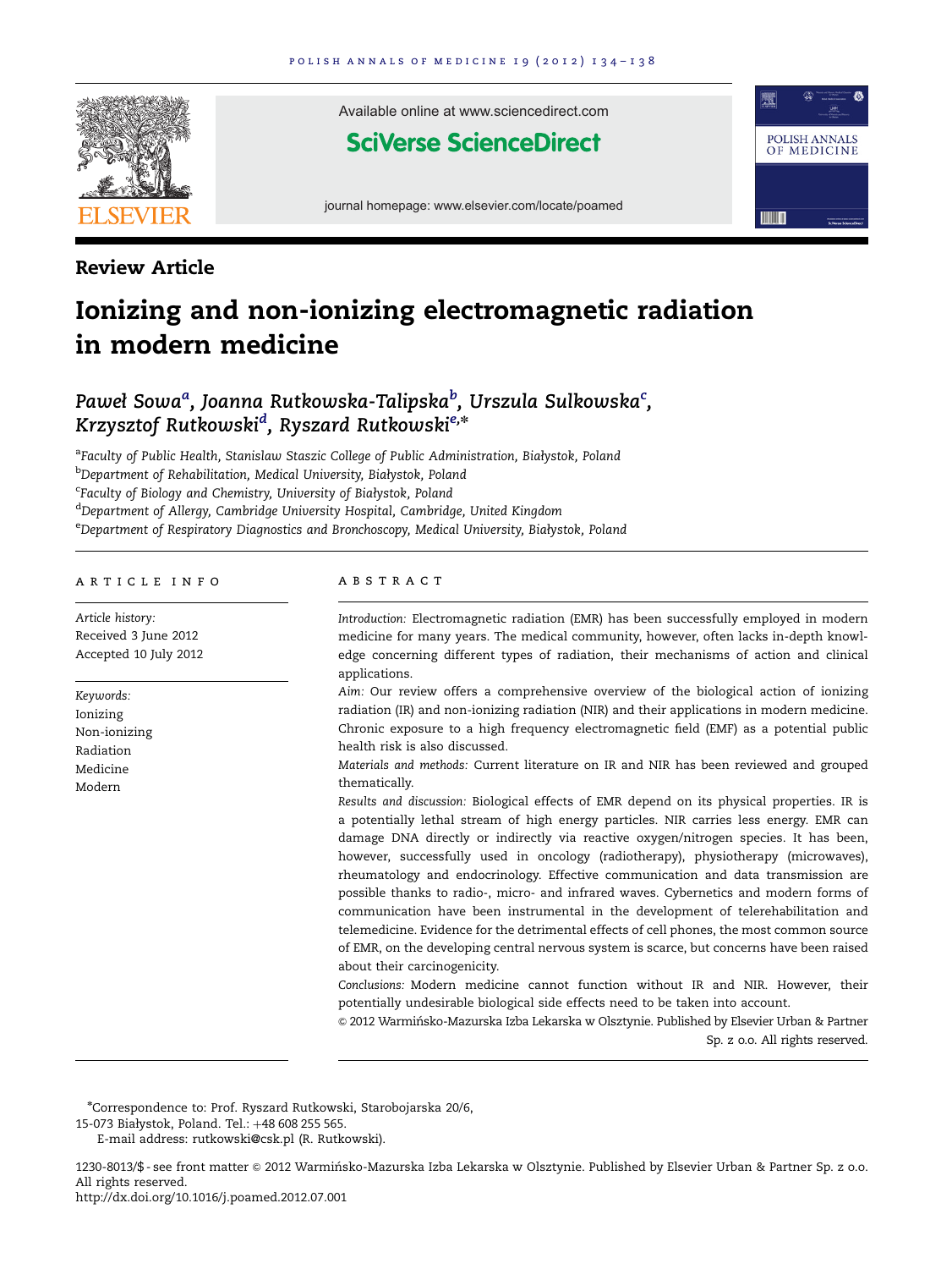Review Article

# Ionizing and non-ionizing electromagnetic radiation in modern medicine

*Paweł Sowa*[a], *Joanna Rutkowska-Talipska*[b], *Urszula Sulkowska*[c], *Krzysztof Rutkowski*[d], *Ryszard Rutkowski*[e,]*

[a]*Faculty of Public Health, Stanislaw Staszic College of Public Administration, Białystok, Poland*
[b]*Department of Rehabilitation, Medical University, Białystok, Poland*
[c]*Faculty of Biology and Chemistry, University of Białystok, Poland*
[d]*Department of Allergy, Cambridge University Hospital, Cambridge, United Kingdom*
[e]*Department of Respiratory Diagnostics and Bronchoscopy, Medical University, Białystok, Poland*

## ARTICLE INFO

*Article history:*
Received 3 June 2012
Accepted 10 July 2012

*Keywords:*
Ionizing
Non-ionizing
Radiation
Medicine
Modern

## ABSTRACT

*Introduction:* Electromagnetic radiation (EMR) has been successfully employed in modern medicine for many years. The medical community, however, often lacks in-depth knowledge concerning different types of radiation, their mechanisms of action and clinical applications.

*Aim:* Our review offers a comprehensive overview of the biological action of ionizing radiation (IR) and non-ionizing radiation (NIR) and their applications in modern medicine. Chronic exposure to a high frequency electromagnetic field (EMF) as a potential public health risk is also discussed.

*Materials and methods:* Current literature on IR and NIR has been reviewed and grouped thematically.

*Results and discussion:* Biological effects of EMR depend on its physical properties. IR is a potentially lethal stream of high energy particles. NIR carries less energy. EMR can damage DNA directly or indirectly via reactive oxygen/nitrogen species. It has been, however, successfully used in oncology (radiotherapy), physiotherapy (microwaves), rheumatology and endocrinology. Effective communication and data transmission are possible thanks to radio-, micro- and infrared waves. Cybernetics and modern forms of communication have been instrumental in the development of telerehabilitation and telemedicine. Evidence for the detrimental effects of cell phones, the most common source of EMR, on the developing central nervous system is scarce, but concerns have been raised about their carcinogenicity.

*Conclusions:* Modern medicine cannot function without IR and NIR. However, their potentially undesirable biological side effects need to be taken into account.

© 2012 Warmińsko-Mazurska Izba Lekarska w Olsztynie. Published by Elsevier Urban & Partner Sp. z o.o. All rights reserved.

*Correspondence to: Prof. Ryszard Rutkowski, Starobojarska 20/6, 15-073 Białystok, Poland. Tel.: +48 608 255 565.
E-mail address: rutkowski@csk.pl (R. Rutkowski).

1230-8013/$ - see front matter © 2012 Warmińsko-Mazurska Izba Lekarska w Olsztynie. Published by Elsevier Urban & Partner Sp. z o.o. All rights reserved.
http://dx.doi.org/10.1016/j.poamed.2012.07.001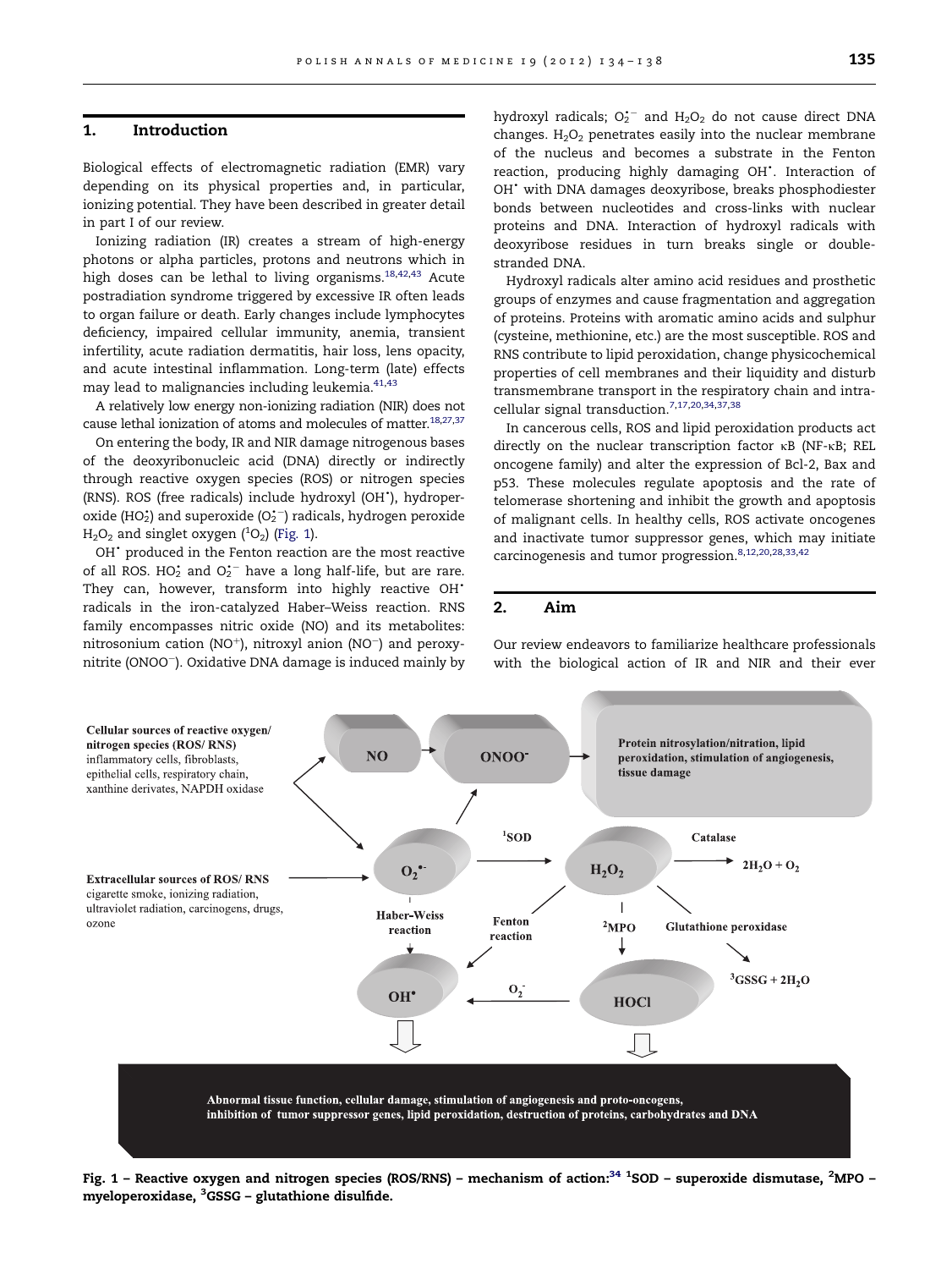## 1. Introduction

Biological effects of electromagnetic radiation (EMR) vary depending on its physical properties and, in particular, ionizing potential. They have been described in greater detail in part I of our review.

Ionizing radiation (IR) creates a stream of high-energy photons or alpha particles, protons and neutrons which in high doses can be lethal to living organisms.[18,42,43] Acute postradiation syndrome triggered by excessive IR often leads to organ failure or death. Early changes include lymphocytes deficiency, impaired cellular immunity, anemia, transient infertility, acute radiation dermatitis, hair loss, lens opacity, and acute intestinal inflammation. Long-term (late) effects may lead to malignancies including leukemia.[41,43]

A relatively low energy non-ionizing radiation (NIR) does not cause lethal ionization of atoms and molecules of matter.[18,27,37]

On entering the body, IR and NIR damage nitrogenous bases of the deoxyribonucleic acid (DNA) directly or indirectly through reactive oxygen species (ROS) or nitrogen species (RNS). ROS (free radicals) include hydroxyl ($OH^{\bullet}$), hydroperoxide ($HO_2^{\bullet}$) and superoxide ($O_2^{\bullet-}$) radicals, hydrogen peroxide $H_2O_2$ and singlet oxygen ($^1O_2$) (Fig. 1).

$OH^{\bullet}$ produced in the Fenton reaction are the most reactive of all ROS. $HO_2^{\bullet}$ and $O_2^{\bullet-}$ have a long half-life, but are rare. They can, however, transform into highly reactive $OH^{\bullet}$ radicals in the iron-catalyzed Haber–Weiss reaction. RNS family encompasses nitric oxide (NO) and its metabolites: nitrosonium cation ($NO^+$), nitroxyl anion ($NO^-$) and peroxynitrite ($ONOO^-$). Oxidative DNA damage is induced mainly by hydroxyl radicals; $O_2^{\bullet-}$ and $H_2O_2$ do not cause direct DNA changes. $H_2O_2$ penetrates easily into the nuclear membrane of the nucleus and becomes a substrate in the Fenton reaction, producing highly damaging $OH^{\bullet}$. Interaction of $OH^{\bullet}$ with DNA damages deoxyribose, breaks phosphodiester bonds between nucleotides and cross-links with nuclear proteins and DNA. Interaction of hydroxyl radicals with deoxyribose residues in turn breaks single or double-stranded DNA.

Hydroxyl radicals alter amino acid residues and prosthetic groups of enzymes and cause fragmentation and aggregation of proteins. Proteins with aromatic amino acids and sulphur (cysteine, methionine, etc.) are the most susceptible. ROS and RNS contribute to lipid peroxidation, change physicochemical properties of cell membranes and their liquidity and disturb transmembrane transport in the respiratory chain and intracellular signal transduction.[7,17,20,34,37,38]

In cancerous cells, ROS and lipid peroxidation products act directly on the nuclear transcription factor κB (NF-κB; REL oncogene family) and alter the expression of Bcl-2, Bax and p53. These molecules regulate apoptosis and the rate of telomerase shortening and inhibit the growth and apoptosis of malignant cells. In healthy cells, ROS activate oncogenes and inactivate tumor suppressor genes, which may initiate carcinogenesis and tumor progression.[8,12,20,28,33,42]

## 2. Aim

Our review endeavors to familiarize healthcare professionals with the biological action of IR and NIR and their ever

Cellular sources of reactive oxygen/nitrogen species (ROS/ RNS): inflammatory cells, fibroblasts, epithelial cells, respiratory chain, xanthine derivates, NAPDH oxidase

Extracellular sources of ROS/ RNS: cigarette smoke, ionizing radiation, ultraviolet radiation, carcinogens, drugs, ozone

NO → $ONOO^-$ → Protein nitrosylation/nitration, lipid peroxidation, stimulation of angiogenesis, tissue damage

$O_2^{\bullet-}$ → [1]SOD → $H_2O_2$ → Catalase → $2H_2O + O_2$

$O_2^{\bullet-}$ → Haber-Weiss reaction → $OH^{\bullet}$; $H_2O_2$ → Fenton reaction → $OH^{\bullet}$; $H_2O_2$ → [2]MPO → HOCl → $O_2^-$ → $OH^{\bullet}$; $H_2O_2$ → Glutathione peroxidase → [3]GSSG + $2H_2O$

Abnormal tissue function, cellular damage, stimulation of angiogenesis and proto-oncogens, inhibition of tumor suppressor genes, lipid peroxidation, destruction of proteins, carbohydrates and DNA

**Fig. 1 – Reactive oxygen and nitrogen species (ROS/RNS) – mechanism of action:[34] [1]SOD – superoxide dismutase, [2]MPO – myeloperoxidase, [3]GSSG – glutathione disulfide.**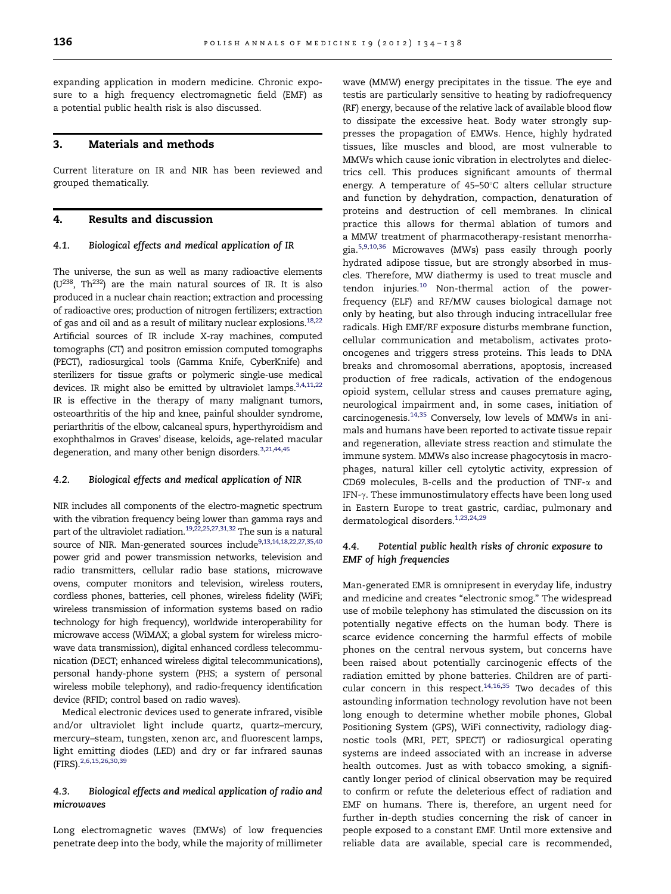expanding application in modern medicine. Chronic exposure to a high frequency electromagnetic field (EMF) as a potential public health risk is also discussed.

## 3. Materials and methods

Current literature on IR and NIR has been reviewed and grouped thematically.

## 4. Results and discussion

### 4.1. Biological effects and medical application of IR

The universe, the sun as well as many radioactive elements ($U^{238}$, $Th^{232}$) are the main natural sources of IR. It is also produced in a nuclear chain reaction; extraction and processing of radioactive ores; production of nitrogen fertilizers; extraction of gas and oil and as a result of military nuclear explosions.[18,22] Artificial sources of IR include X-ray machines, computed tomographs (CT) and positron emission computed tomographs (PECT), radiosurgical tools (Gamma Knife, CyberKnife) and sterilizers for tissue grafts or polymeric single-use medical devices. IR might also be emitted by ultraviolet lamps.[3,4,11,22] IR is effective in the therapy of many malignant tumors, osteoarthritis of the hip and knee, painful shoulder syndrome, periarthritis of the elbow, calcaneal spurs, hyperthyroidism and exophthalmos in Graves' disease, keloids, age-related macular degeneration, and many other benign disorders.[3,21,44,45]

### 4.2. Biological effects and medical application of NIR

NIR includes all components of the electro-magnetic spectrum with the vibration frequency being lower than gamma rays and part of the ultraviolet radiation.[19,22,25,27,31,32] The sun is a natural source of NIR. Man-generated sources include[9,13,14,18,22,27,35,40] power grid and power transmission networks, television and radio transmitters, cellular radio base stations, microwave ovens, computer monitors and television, wireless routers, cordless phones, batteries, cell phones, wireless fidelity (WiFi; wireless transmission of information systems based on radio technology for high frequency), worldwide interoperability for microwave access (WiMAX; a global system for wireless microwave data transmission), digital enhanced cordless telecommunication (DECT; enhanced wireless digital telecommunications), personal handy-phone system (PHS; a system of personal wireless mobile telephony), and radio-frequency identification device (RFID; control based on radio waves).

Medical electronic devices used to generate infrared, visible and/or ultraviolet light include quartz, quartz–mercury, mercury–steam, tungsten, xenon arc, and fluorescent lamps, light emitting diodes (LED) and dry or far infrared saunas (FIRS).[2,6,15,26,30,39]

### 4.3. Biological effects and medical application of radio and microwaves

Long electromagnetic waves (EMWs) of low frequencies penetrate deep into the body, while the majority of millimeter wave (MMW) energy precipitates in the tissue. The eye and testis are particularly sensitive to heating by radiofrequency (RF) energy, because of the relative lack of available blood flow to dissipate the excessive heat. Body water strongly suppresses the propagation of EMWs. Hence, highly hydrated tissues, like muscles and blood, are most vulnerable to MMWs which cause ionic vibration in electrolytes and dielectrics cell. This produces significant amounts of thermal energy. A temperature of 45–50°C alters cellular structure and function by dehydration, compaction, denaturation of proteins and destruction of cell membranes. In clinical practice this allows for thermal ablation of tumors and a MMW treatment of pharmacotherapy-resistant menorrhagia.[5,9,10,36] Microwaves (MWs) pass easily through poorly hydrated adipose tissue, but are strongly absorbed in muscles. Therefore, MW diathermy is used to treat muscle and tendon injuries.[10] Non-thermal action of the power-frequency (ELF) and RF/MW causes biological damage not only by heating, but also through inducing intracellular free radicals. High EMF/RF exposure disturbs membrane function, cellular communication and metabolism, activates proto-oncogenes and triggers stress proteins. This leads to DNA breaks and chromosomal aberrations, apoptosis, increased production of free radicals, activation of the endogenous opioid system, cellular stress and causes premature aging, neurological impairment and, in some cases, initiation of carcinogenesis.[14,35] Conversely, low levels of MMWs in animals and humans have been reported to activate tissue repair and regeneration, alleviate stress reaction and stimulate the immune system. MMWs also increase phagocytosis in macrophages, natural killer cell cytolytic activity, expression of CD69 molecules, B-cells and the production of TNF-$\alpha$ and IFN-$\gamma$. These immunostimulatory effects have been long used in Eastern Europe to treat gastric, cardiac, pulmonary and dermatological disorders.[1,23,24,29]

### 4.4. Potential public health risks of chronic exposure to EMF of high frequencies

Man-generated EMR is omnipresent in everyday life, industry and medicine and creates "electronic smog." The widespread use of mobile telephony has stimulated the discussion on its potentially negative effects on the human body. There is scarce evidence concerning the harmful effects of mobile phones on the central nervous system, but concerns have been raised about potentially carcinogenic effects of the radiation emitted by phone batteries. Children are of particular concern in this respect.[14,16,35] Two decades of this astounding information technology revolution have not been long enough to determine whether mobile phones, Global Positioning System (GPS), WiFi connectivity, radiology diagnostic tools (MRI, PET, SPECT) or radiosurgical operating systems are indeed associated with an increase in adverse health outcomes. Just as with tobacco smoking, a significantly longer period of clinical observation may be required to confirm or refute the deleterious effect of radiation and EMF on humans. There is, therefore, an urgent need for further in-depth studies concerning the risk of cancer in people exposed to a constant EMF. Until more extensive and reliable data are available, special care is recommended,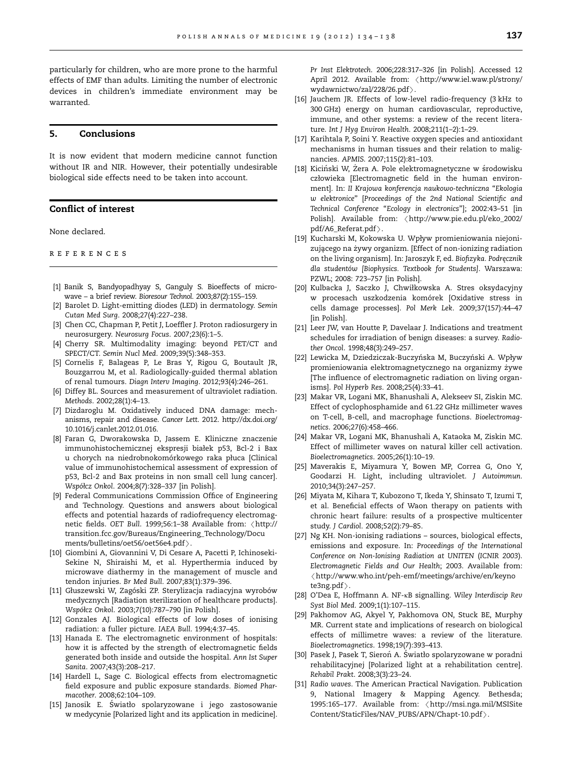particularly for children, who are more prone to the harmful effects of EMF than adults. Limiting the number of electronic devices in children's immediate environment may be warranted.

## 5. Conclusions

It is now evident that modern medicine cannot function without IR and NIR. However, their potentially undesirable biological side effects need to be taken into account.

## Conflict of interest

None declared.

## REFERENCES

[1] Banik S, Bandyopadhyay S, Ganguly S. Bioeffects of microwave – a brief review. *Bioresour Technol*. 2003;87(2):155–159.

[2] Barolet D. Light-emitting diodes (LED) in dermatology. *Semin Cutan Med Surg*. 2008;27(4):227–238.

[3] Chen CC, Chapman P, Petit J, Loeffler J. Proton radiosurgery in neurosurgery. *Neurosurg Focus*. 2007;23(6):1–5.

[4] Cherry SR. Multimodality imaging: beyond PET/CT and SPECT/CT. *Semin Nucl Med*. 2009;39(5):348–353.

[5] Cornelis F, Balageas P, Le Bras Y, Rigou G, Boutault JR, Bouzgarrou M, et al. Radiologically-guided thermal ablation of renal tumours. *Diagn Interv Imaging*. 2012;93(4):246–261.

[6] Diffey BL. Sources and measurement of ultraviolet radiation. *Methods*. 2002;28(1):4–13.

[7] Dizdaroglu M. Oxidatively induced DNA damage: mechanisms, repair and disease. *Cancer Lett*. 2012. http://dx.doi.org/10.1016/j.canlet.2012.01.016.

[8] Faran G, Dworakowska D, Jassem E. Kliniczne znaczenie immunohistochemicznej ekspresji białek p53, Bcl-2 i Bax u chorych na niedrobnokomórkowego raka płuca [Clinical value of immunohistochemical assessment of expression of p53, Bcl-2 and Bax proteins in non small cell lung cancer]. *Współcz Onkol*. 2004;8(7):328–337 [in Polish].

[9] Federal Communications Commission Office of Engineering and Technology. Questions and answers about biological effects and potential hazards of radiofrequency electromagnetic fields. *OET Bull*. 1999;56:1–38 Available from: ⟨http://transition.fcc.gov/Bureaus/Engineering_Technology/Documents/bulletins/oet56/oet56e4.pdf⟩.

[10] Giombini A, Giovannini V, Di Cesare A, Pacetti P, Ichinoseki-Sekine N, Shiraishi M, et al. Hyperthermia induced by microwave diathermy in the management of muscle and tendon injuries. *Br Med Bull*. 2007;83(1):379–396.

[11] Głuszewski W, Zagóski ZP. Sterylizacja radiacyjna wyrobów medycznych [Radiation sterilization of healthcare products]. *Współcz Onkol*. 2003;7(10):787–790 [in Polish].

[12] Gonzales AJ. Biological effects of low doses of ionising radiation: a fuller picture. *IAEA Bull*. 1994;4:37–45.

[13] Hanada E. The electromagnetic environment of hospitals: how it is affected by the strength of electromagnetic fields generated both inside and outside the hospital. *Ann Ist Super Sanita*. 2007;43(3):208–217.

[14] Hardell L, Sage C. Biological effects from electromagnetic field exposure and public exposure standards. *Biomed Pharmacother*. 2008;62:104–109.

[15] Janosik E. Światło spolaryzowane i jego zastosowanie w medycynie [Polarized light and its application in medicine]. *Pr Inst Elektrotech*. 2006;228:317–326 [in Polish]. Accessed 12 April 2012. Available from: ⟨http://www.iel.waw.pl/strony/wydawnictwo/zal/228/26.pdf⟩.

[16] Jauchem JR. Effects of low-level radio-frequency (3 kHz to 300 GHz) energy on human cardiovascular, reproductive, immune, and other systems: a review of the recent literature. *Int J Hyg Environ Health*. 2008;211(1–2):1–29.

[17] Karihtala P, Soini Y. Reactive oxygen species and antioxidant mechanisms in human tissues and their relation to malignancies. *APMIS*. 2007;115(2):81–103.

[18] Kiciński W, Żera A. Pole elektromagnetyczne w środowisku człowieka [Electromagnetic field in the human environment]. In: *II Krajowa konferencja naukowo-techniczna "Ekologia w elektronice" [Proceedings of the 2nd National Scientific and Technical Conference "Ecology in electronics"]*; 2002:43–51 [in Polish]. Available from: ⟨http://www.pie.edu.pl/eko_2002/pdf/A6_Referat.pdf⟩.

[19] Kucharski M, Kokowska U. Wpływ promieniowania niejonizującego na żywy organizm. [Effect of non-ionizing radiation on the living organism]. In: Jaroszyk F, ed. *Biofizyka. Podręcznik dla studentów [Biophysics. Textbook for Students]*. Warszawa: PZWL; 2008: 723–757 [in Polish].

[20] Kulbacka J, Saczko J, Chwiłkowska A. Stres oksydacyjny w procesach uszkodzenia komórek [Oxidative stress in cells damage processes]. *Pol Merk Lek*. 2009;37(157):44–47 [in Polish].

[21] Leer JW, van Houtte P, Davelaar J. Indications and treatment schedules for irradiation of benign diseases: a survey. *Radiother Oncol*. 1998;48(3):249–257.

[22] Lewicka M, Dziedziczak-Buczyńska M, Buczyński A. Wpływ promieniowania elektromagnetycznego na organizmy żywe [The influence of electromagnetic radiation on living organisms]. *Pol Hyperb Res*. 2008;25(4):33–41.

[23] Makar VR, Logani MK, Bhanushali A, Alekseev SI, Ziskin MC. Effect of cyclophosphamide and 61.22 GHz millimeter waves on T-cell, B-cell, and macrophage functions. *Bioelectromagnetics*. 2006;27(6):458–466.

[24] Makar VR, Logani MK, Bhanushali A, Kataoka M, Ziskin MC. Effect of millimeter waves on natural killer cell activation. *Bioelectromagnetics*. 2005;26(1):10–19.

[25] Maverakis E, Miyamura Y, Bowen MP, Correa G, Ono Y, Goodarzi H. Light, including ultraviolet. *J Autoimmun*. 2010;34(3):247–257.

[26] Miyata M, Kihara T, Kubozono T, Ikeda Y, Shinsato T, Izumi T, et al. Beneficial effects of Waon therapy on patients with chronic heart failure: results of a prospective multicenter study. *J Cardiol*. 2008;52(2):79–85.

[27] Ng KH. Non-ionising radiations – sources, biological effects, emissions and exposure. In: *Proceedings of the International Conference on Non-Ionising Radiation at UNITEN (ICNIR 2003). Electromagnetic Fields and Our Health*; 2003. Available from: ⟨http://www.who.int/peh-emf/meetings/archive/en/keynote3ng.pdf⟩.

[28] O'Dea E, Hoffmann A. NF-κB signalling. *Wiley Interdiscip Rev Syst Biol Med*. 2009;1(1):107–115.

[29] Pakhomov AG, Akyel Y, Pakhomova ON, Stuck BE, Murphy MR. Current state and implications of research on biological effects of millimetre waves: a review of the literature. *Bioelectromagnetics*. 1998;19(7):393–413.

[30] Pasek J, Pasek T, Sieroń A. Światło spolaryzowane w poradni rehabilitacyjnej [Polarized light at a rehabilitation centre]. *Rehabil Prakt*. 2008;3(3):23–24.

[31] *Radio waves*. The American Practical Navigation. Publication 9, National Imagery & Mapping Agency. Bethesda; 1995:165–177. Available from: ⟨http://msi.nga.mil/MSISiteContent/StaticFiles/NAV_PUBS/APN/Chapt-10.pdf⟩.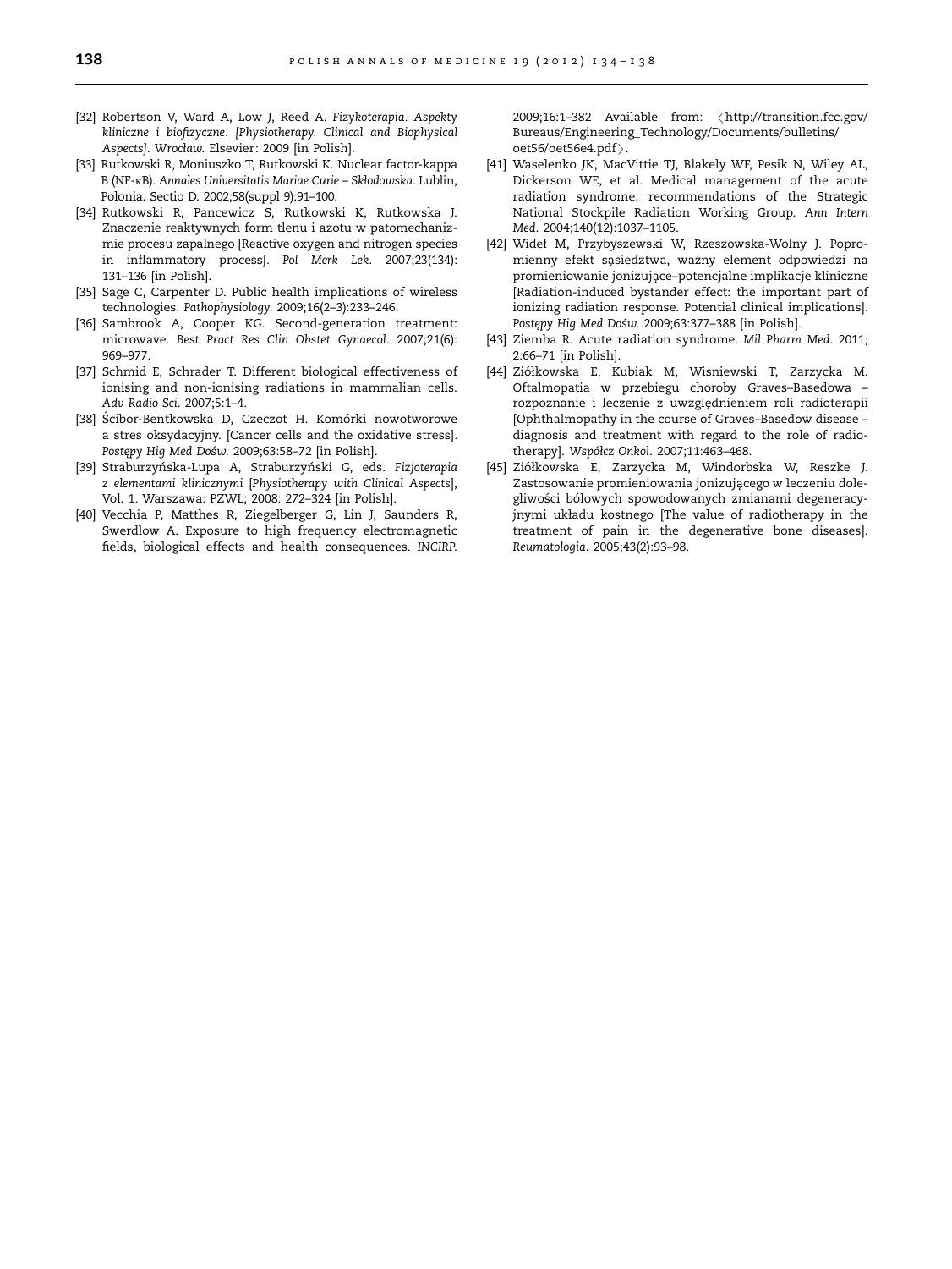[32] Robertson V, Ward A, Low J, Reed A. *Fizykoterapia. Aspekty kliniczne i biofizyczne. [Physiotherapy. Clinical and Biophysical Aspects]. Wrocław.* Elsevier: 2009 [in Polish].

[33] Rutkowski R, Moniuszko T, Rutkowski K. Nuclear factor-kappa B (NF-κB). *Annales Universitatis Mariae Curie – Skłodowska*. Lublin, Polonia. Sectio D. 2002;58(suppl 9):91–100.

[34] Rutkowski R, Pancewicz S, Rutkowski K, Rutkowska J. Znaczenie reaktywnych form tlenu i azotu w patomechanizmie procesu zapalnego [Reactive oxygen and nitrogen species in inflammatory process]. *Pol Merk Lek*. 2007;23(134): 131–136 [in Polish].

[35] Sage C, Carpenter D. Public health implications of wireless technologies. *Pathophysiology*. 2009;16(2–3):233–246.

[36] Sambrook A, Cooper KG. Second-generation treatment: microwave. *Best Pract Res Clin Obstet Gynaecol*. 2007;21(6): 969–977.

[37] Schmid E, Schrader T. Different biological effectiveness of ionising and non-ionising radiations in mammalian cells. *Adv Radio Sci*. 2007;5:1–4.

[38] Ścibor-Bentkowska D, Czeczot H. Komórki nowotworowe a stres oksydacyjny. [Cancer cells and the oxidative stress]. *Postępy Hig Med Dośw*. 2009;63:58–72 [in Polish].

[39] Straburzyńska-Lupa A, Straburzyński G, eds. *Fizjoterapia z elementami klinicznymi [Physiotherapy with Clinical Aspects]*, Vol. 1. Warszawa: PZWL; 2008: 272–324 [in Polish].

[40] Vecchia P, Matthes R, Ziegelberger G, Lin J, Saunders R, Swerdlow A. Exposure to high frequency electromagnetic fields, biological effects and health consequences. *INCIRP*. 2009;16:1–382 Available from: 〈http://transition.fcc.gov/Bureaus/Engineering_Technology/Documents/bulletins/oet56/oet56e4.pdf〉.

[41] Waselenko JK, MacVittie TJ, Blakely WF, Pesik N, Wiley AL, Dickerson WE, et al. Medical management of the acute radiation syndrome: recommendations of the Strategic National Stockpile Radiation Working Group. *Ann Intern Med*. 2004;140(12):1037–1105.

[42] Wideł M, Przybyszewski W, Rzeszowska-Wolny J. Popromienny efekt sąsiedztwa, ważny element odpowiedzi na promieniowanie jonizujące–potencjalne implikacje kliniczne [Radiation-induced bystander effect: the important part of ionizing radiation response. Potential clinical implications]. *Postępy Hig Med Dośw*. 2009;63:377–388 [in Polish].

[43] Ziemba R. Acute radiation syndrome. *Mil Pharm Med*. 2011; 2:66–71 [in Polish].

[44] Ziółkowska E, Kubiak M, Wisniewski T, Zarzycka M. Oftalmopatia w przebiegu choroby Graves–Basedowa – rozpoznanie i leczenie z uwzględnieniem roli radioterapii [Ophthalmopathy in the course of Graves–Basedow disease – diagnosis and treatment with regard to the role of radiotherapy]. *Współcz Onkol*. 2007;11:463–468.

[45] Ziółkowska E, Zarzycka M, Windorbska W, Reszke J. Zastosowanie promieniowania jonizującego w leczeniu dolegliwości bólowych spowodowanych zmianami degeneracyjnymi układu kostnego [The value of radiotherapy in the treatment of pain in the degenerative bone diseases]. *Reumatologia*. 2005;43(2):93–98.